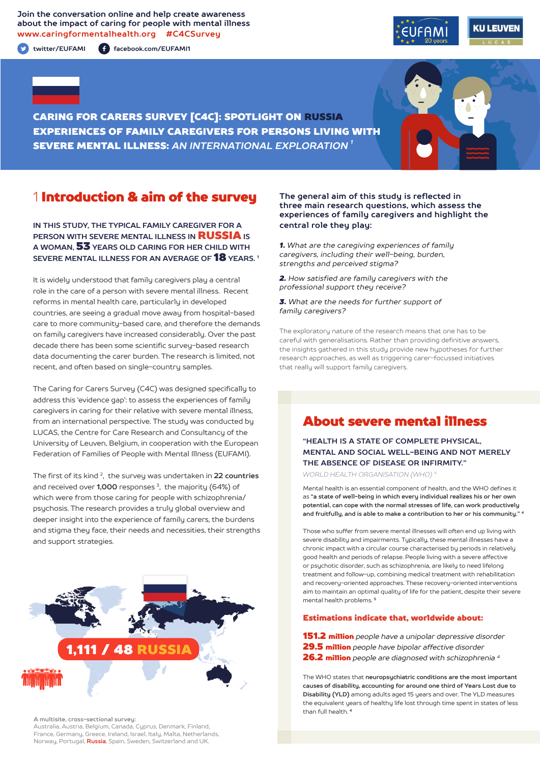Join the conversation online and help create awareness about the impact of caring for people with mental illness
www.caringformentalhealth.org #C4CSurvey

twitter/EUFAMI facebook.com/EUFAMI1

# CARING FOR CARERS SURVEY [C4C]: SPOTLIGHT ON RUSSIA
# EXPERIENCES OF FAMILY CAREGIVERS FOR PERSONS LIVING WITH SEVERE MENTAL ILLNESS: *AN INTERNATIONAL EXPLORATION* [1]

## 1 Introduction & aim of the survey

**IN THIS STUDY, THE TYPICAL FAMILY CAREGIVER FOR A PERSON WITH SEVERE MENTAL ILLNESS IN RUSSIA IS A WOMAN, 53 YEARS OLD CARING FOR HER CHILD WITH SEVERE MENTAL ILLNESS FOR AN AVERAGE OF 18 YEARS.** [1]

It is widely understood that family caregivers play a central role in the care of a person with severe mental illness. Recent reforms in mental health care, particularly in developed countries, are seeing a gradual move away from hospital-based care to more community-based care, and therefore the demands on family caregivers have increased considerably. Over the past decade there has been some scientific survey-based research data documenting the carer burden. The research is limited, not recent, and often based on single-country samples.

The Caring for Carers Survey (C4C) was designed specifically to address this 'evidence gap': to assess the experiences of family caregivers in caring for their relative with severe mental illness, from an international perspective. The study was conducted by LUCAS, the Centre for Care Research and Consultancy of the University of Leuven, Belgium, in cooperation with the European Federation of Families of People with Mental Illness (EUFAMI).

The first of its kind [2], the survey was undertaken in **22 countries** and received over **1,000** responses [3], the majority (64%) of which were from those caring for people with schizophrenia/psychosis. The research provides a truly global overview and deeper insight into the experience of family carers, the burdens and stigma they face, their needs and necessities, their strengths and support strategies.

**1,111 / 48 RUSSIA**

**A multisite, cross-sectional survey:**
Australia, Austria, Belgium, Canada, Cyprus, Denmark, Finland, France, Germany, Greece, Ireland, Israel, Italy, Malta, Netherlands, Norway, Portugal, **Russia**, Spain, Sweden, Switzerland and UK.

**The general aim of this study is reflected in three main research questions, which assess the experiences of family caregivers and highlight the central role they play:**

***1.*** *What are the caregiving experiences of family caregivers, including their well-being, burden, strengths and perceived stigma?*

***2.*** *How satisfied are family caregivers with the professional support they receive?*

***3.*** *What are the needs for further support of family caregivers?*

The exploratory nature of the research means that one has to be careful with generalisations. Rather than providing definitive answers, the insights gathered in this study provide new hypotheses for further research approaches, as well as triggering carer-focussed initiatives that really will support family caregivers.

## About severe mental illness

**"HEALTH IS A STATE OF COMPLETE PHYSICAL, MENTAL AND SOCIAL WELL-BEING AND NOT MERELY THE ABSENCE OF DISEASE OR INFIRMITY."**
*WORLD HEALTH ORGANISATION (WHO)* [4]

Mental health is an essential component of health, and the WHO defines it as **"a state of well-being in which every individual realizes his or her own potential, can cope with the normal stresses of life, can work productively and fruitfully, and is able to make a contribution to her or his community."** [4]

Those who suffer from severe mental illnesses will often end up living with severe disability and impairments. Typically, these mental illnesses have a chronic impact with a circular course characterised by periods in relatively good health and periods of relapse. People living with a severe affective or psychotic disorder, such as schizophrenia, are likely to need lifelong treatment and follow-up, combining medical treatment with rehabilitation and recovery-oriented approaches. These recovery-oriented interventions aim to maintain an optimal quality of life for the patient, despite their severe mental health problems. [5]

**Estimations indicate that, worldwide about:**

**151.2 million** *people have a unipolar depressive disorder*
**29.5 million** *people have bipolar affective disorder*
**26.2 million** *people are diagnosed with schizophrenia* [4]

The WHO states that **neuropsychiatric conditions are the most important causes of disability, accounting for around one third of Years Lost due to Disability (YLD)** among adults aged 15 years and over. The YLD measures the equivalent years of healthy life lost through time spent in states of less than full health. [4]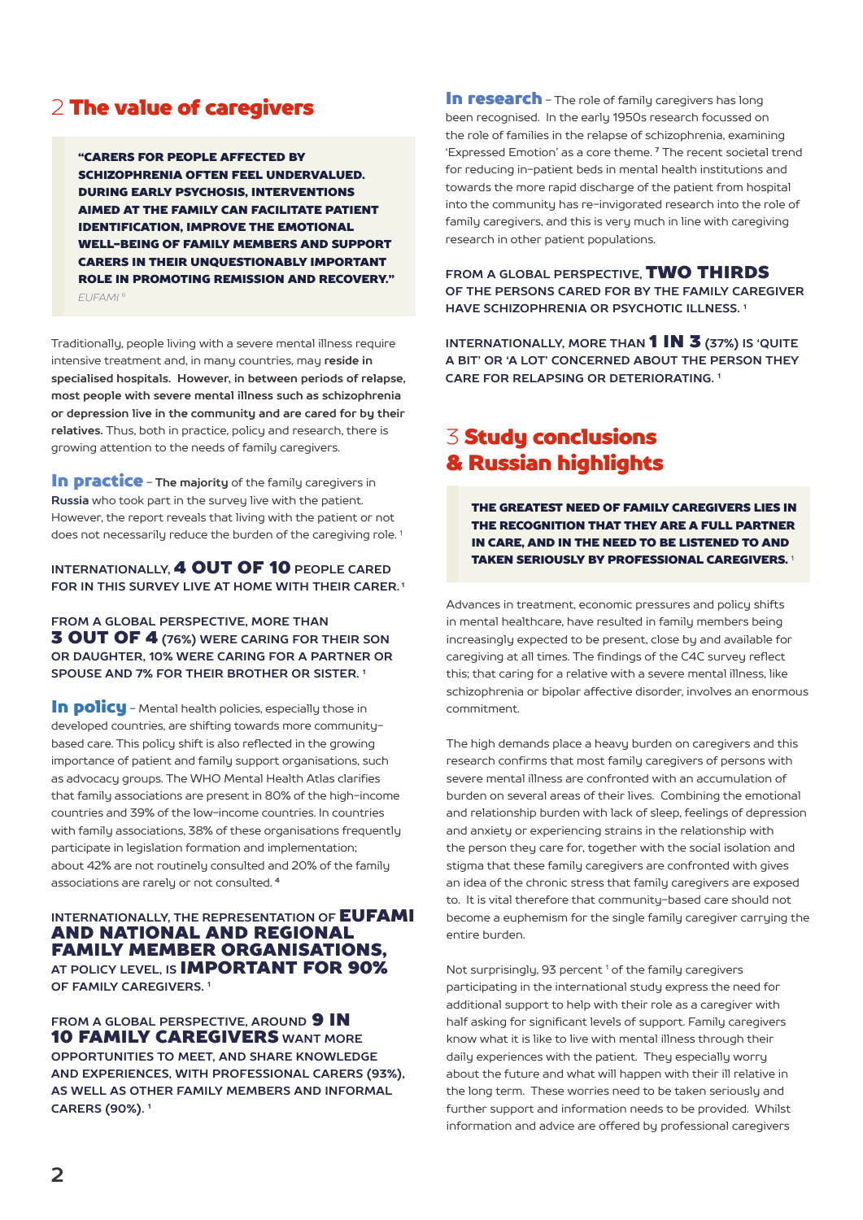## 2 The value of caregivers

> **"CARERS FOR PEOPLE AFFECTED BY SCHIZOPHRENIA OFTEN FEEL UNDERVALUED. DURING EARLY PSYCHOSIS, INTERVENTIONS AIMED AT THE FAMILY CAN FACILITATE PATIENT IDENTIFICATION, IMPROVE THE EMOTIONAL WELL-BEING OF FAMILY MEMBERS AND SUPPORT CARERS IN THEIR UNQUESTIONABLY IMPORTANT ROLE IN PROMOTING REMISSION AND RECOVERY."**
> *EUFAMI [6]*

Traditionally, people living with a severe mental illness require intensive treatment and, in many countries, may **reside in specialised hospitals. However, in between periods of relapse, most people with severe mental illness such as schizophrenia or depression live in the community and are cared for by their relatives.** Thus, both in practice, policy and research, there is growing attention to the needs of family caregivers.

**In practice** – **The majority** of the family caregivers in **Russia** who took part in the survey live with the patient. However, the report reveals that living with the patient or not does not necessarily reduce the burden of the caregiving role. [1]

**INTERNATIONALLY, 4 OUT OF 10 PEOPLE CARED FOR IN THIS SURVEY LIVE AT HOME WITH THEIR CARER.** [1]

**FROM A GLOBAL PERSPECTIVE, MORE THAN 3 OUT OF 4 (76%) WERE CARING FOR THEIR SON OR DAUGHTER, 10% WERE CARING FOR A PARTNER OR SPOUSE AND 7% FOR THEIR BROTHER OR SISTER.** [1]

**In policy** – Mental health policies, especially those in developed countries, are shifting towards more community-based care. This policy shift is also reflected in the growing importance of patient and family support organisations, such as advocacy groups. The WHO Mental Health Atlas clarifies that family associations are present in 80% of the high-income countries and 39% of the low-income countries. In countries with family associations, 38% of these organisations frequently participate in legislation formation and implementation; about 42% are not routinely consulted and 20% of the family associations are rarely or not consulted. [4]

**INTERNATIONALLY, THE REPRESENTATION OF EUFAMI AND NATIONAL AND REGIONAL FAMILY MEMBER ORGANISATIONS, AT POLICY LEVEL, IS IMPORTANT FOR 90% OF FAMILY CAREGIVERS.** [1]

**FROM A GLOBAL PERSPECTIVE, AROUND 9 IN 10 FAMILY CAREGIVERS WANT MORE OPPORTUNITIES TO MEET, AND SHARE KNOWLEDGE AND EXPERIENCES, WITH PROFESSIONAL CARERS (93%), AS WELL AS OTHER FAMILY MEMBERS AND INFORMAL CARERS (90%).** [1]

**In research** – The role of family caregivers has long been recognised. In the early 1950s research focussed on the role of families in the relapse of schizophrenia, examining 'Expressed Emotion' as a core theme. [7] The recent societal trend for reducing in-patient beds in mental health institutions and towards the more rapid discharge of the patient from hospital into the community has re-invigorated research into the role of family caregivers, and this is very much in line with caregiving research in other patient populations.

**FROM A GLOBAL PERSPECTIVE, TWO THIRDS OF THE PERSONS CARED FOR BY THE FAMILY CAREGIVER HAVE SCHIZOPHRENIA OR PSYCHOTIC ILLNESS.** [1]

**INTERNATIONALLY, MORE THAN 1 IN 3 (37%) IS 'QUITE A BIT' OR 'A LOT' CONCERNED ABOUT THE PERSON THEY CARE FOR RELAPSING OR DETERIORATING.** [1]

## 3 Study conclusions & Russian highlights

> **THE GREATEST NEED OF FAMILY CAREGIVERS LIES IN THE RECOGNITION THAT THEY ARE A FULL PARTNER IN CARE, AND IN THE NEED TO BE LISTENED TO AND TAKEN SERIOUSLY BY PROFESSIONAL CAREGIVERS.** [1]

Advances in treatment, economic pressures and policy shifts in mental healthcare, have resulted in family members being increasingly expected to be present, close by and available for caregiving at all times. The findings of the C4C survey reflect this; that caring for a relative with a severe mental illness, like schizophrenia or bipolar affective disorder, involves an enormous commitment.

The high demands place a heavy burden on caregivers and this research confirms that most family caregivers of persons with severe mental illness are confronted with an accumulation of burden on several areas of their lives. Combining the emotional and relationship burden with lack of sleep, feelings of depression and anxiety or experiencing strains in the relationship with the person they care for, together with the social isolation and stigma that these family caregivers are confronted with gives an idea of the chronic stress that family caregivers are exposed to. It is vital therefore that community-based care should not become a euphemism for the single family caregiver carrying the entire burden.

Not surprisingly, 93 percent [1] of the family caregivers participating in the international study express the need for additional support to help with their role as a caregiver with half asking for significant levels of support. Family caregivers know what it is like to live with mental illness through their daily experiences with the patient. They especially worry about the future and what will happen with their ill relative in the long term. These worries need to be taken seriously and further support and information needs to be provided. Whilst information and advice are offered by professional caregivers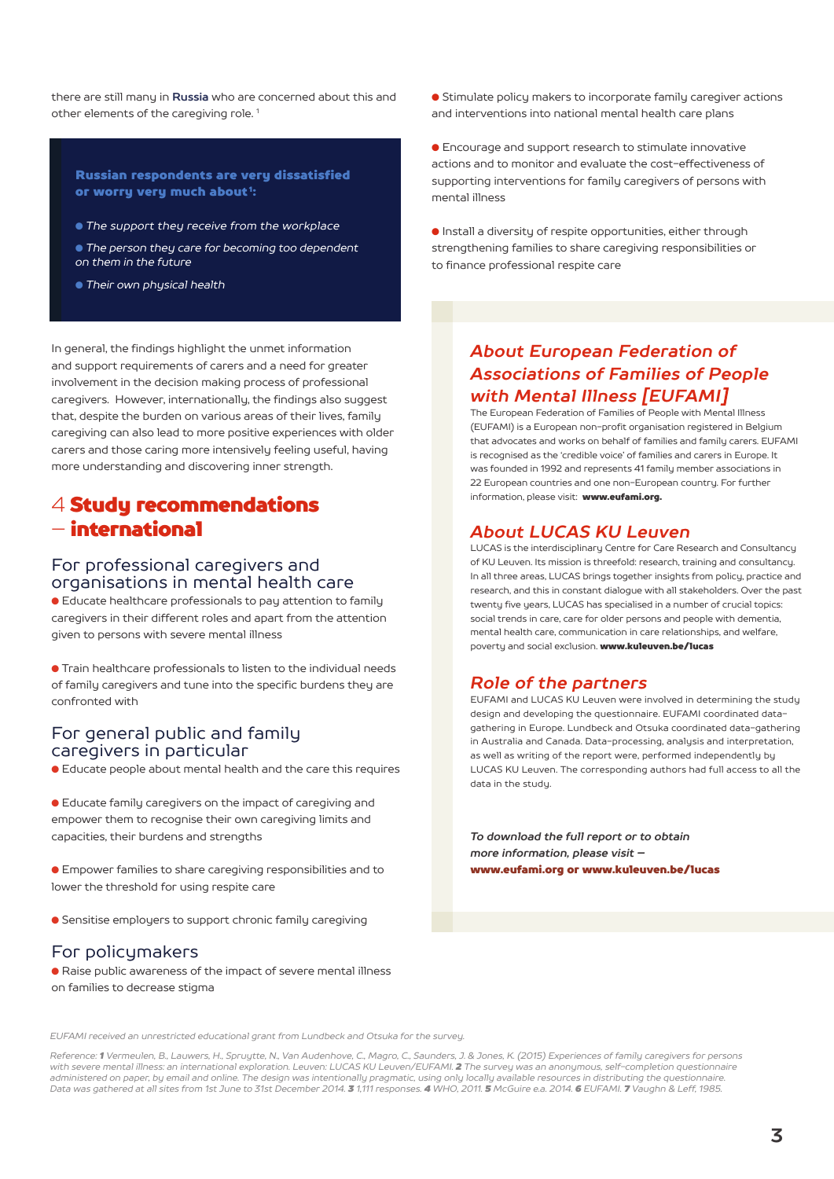there are still many in **Russia** who are concerned about this and other elements of the caregiving role. [1]

**Russian respondents are very dissatisfied or worry very much about[1]:**

- *The support they receive from the workplace*
- *The person they care for becoming too dependent on them in the future*
- *Their own physical health*

In general, the findings highlight the unmet information and support requirements of carers and a need for greater involvement in the decision making process of professional caregivers. However, internationally, the findings also suggest that, despite the burden on various areas of their lives, family caregiving can also lead to more positive experiences with older carers and those caring more intensively feeling useful, having more understanding and discovering inner strength.

## 4 Study recommendations – international

### For professional caregivers and organisations in mental health care

- Educate healthcare professionals to pay attention to family caregivers in their different roles and apart from the attention given to persons with severe mental illness
- Train healthcare professionals to listen to the individual needs of family caregivers and tune into the specific burdens they are confronted with

### For general public and family caregivers in particular

- Educate people about mental health and the care this requires
- Educate family caregivers on the impact of caregiving and empower them to recognise their own caregiving limits and capacities, their burdens and strengths
- Empower families to share caregiving responsibilities and to lower the threshold for using respite care
- Sensitise employers to support chronic family caregiving

### For policymakers

- Raise public awareness of the impact of severe mental illness on families to decrease stigma
- Stimulate policy makers to incorporate family caregiver actions and interventions into national mental health care plans
- Encourage and support research to stimulate innovative actions and to monitor and evaluate the cost-effectiveness of supporting interventions for family caregivers of persons with mental illness
- Install a diversity of respite opportunities, either through strengthening families to share caregiving responsibilities or to finance professional respite care

### *About European Federation of Associations of Families of People with Mental Illness [EUFAMI]*

The European Federation of Families of People with Mental Illness (EUFAMI) is a European non-profit organisation registered in Belgium that advocates and works on behalf of families and family carers. EUFAMI is recognised as the 'credible voice' of families and carers in Europe. It was founded in 1992 and represents 41 family member associations in 22 European countries and one non-European country. For further information, please visit: **www.eufami.org.**

### *About LUCAS KU Leuven*

LUCAS is the interdisciplinary Centre for Care Research and Consultancy of KU Leuven. Its mission is threefold: research, training and consultancy. In all three areas, LUCAS brings together insights from policy, practice and research, and this in constant dialogue with all stakeholders. Over the past twenty five years, LUCAS has specialised in a number of crucial topics: social trends in care, care for older persons and people with dementia, mental health care, communication in care relationships, and welfare, poverty and social exclusion. **www.kuleuven.be/lucas**

### *Role of the partners*

EUFAMI and LUCAS KU Leuven were involved in determining the study design and developing the questionnaire. EUFAMI coordinated data-gathering in Europe. Lundbeck and Otsuka coordinated data-gathering in Australia and Canada. Data-processing, analysis and interpretation, as well as writing of the report were, performed independently by LUCAS KU Leuven. The corresponding authors had full access to all the data in the study.

***To download the full report or to obtain more information, please visit –*** **www.eufami.org or www.kuleuven.be/lucas**

*EUFAMI received an unrestricted educational grant from Lundbeck and Otsuka for the survey.*

*Reference:* ***1*** *Vermeulen, B., Lauwers, H., Spruytte, N., Van Audenhove, C., Magro, C., Saunders, J. & Jones, K. (2015) Experiences of family caregivers for persons with severe mental illness: an international exploration. Leuven: LUCAS KU Leuven/EUFAMI.* ***2*** *The survey was an anonymous, self-completion questionnaire administered on paper, by email and online. The design was intentionally pragmatic, using only locally available resources in distributing the questionnaire. Data was gathered at all sites from 1st June to 31st December 2014.* ***3*** *1,111 responses.* ***4*** *WHO, 2011.* ***5*** *McGuire e.a. 2014.* ***6*** *EUFAMI.* ***7*** *Vaughn & Leff, 1985.*